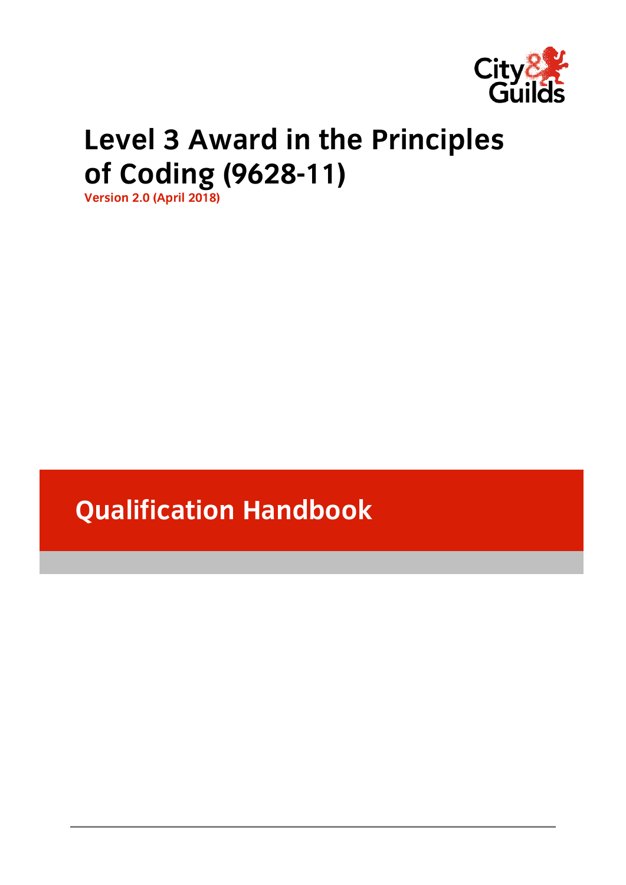# Level 3 Award in the Principles of Coding (9628-11)

**Version 2.0 (April 2018)**

## Qualification Handbook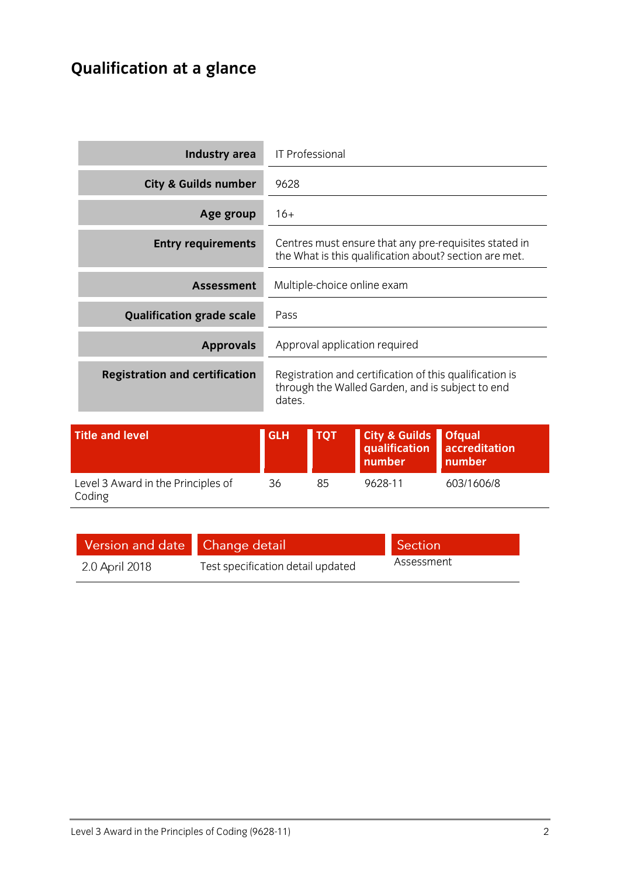# Qualification at a glance

| | |
|---|---|
| **Industry area** | IT Professional |
| **City & Guilds number** | 9628 |
| **Age group** | 16+ |
| **Entry requirements** | Centres must ensure that any pre-requisites stated in the What is this qualification about? section are met. |
| **Assessment** | Multiple-choice online exam |
| **Qualification grade scale** | Pass |
| **Approvals** | Approval application required |
| **Registration and certification** | Registration and certification of this qualification is through the Walled Garden, and is subject to end dates. |

| Title and level | GLH | TQT | City & Guilds qualification number | Ofqual accreditation number |
|---|---|---|---|---|
| Level 3 Award in the Principles of Coding | 36 | 85 | 9628-11 | 603/1606/8 |

| Version and date | Change detail | Section |
|---|---|---|
| 2.0 April 2018 | Test specification detail updated | Assessment |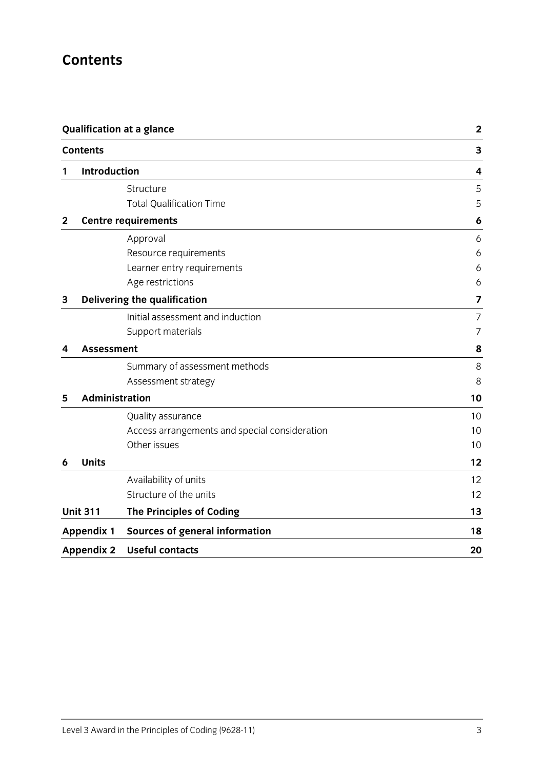# Contents

| | | |
|---|---|---|
| **Qualification at a glance** | | **2** |
| **Contents** | | **3** |
| **1** | **Introduction** | **4** |
| | Structure | 5 |
| | Total Qualification Time | 5 |
| **2** | **Centre requirements** | **6** |
| | Approval | 6 |
| | Resource requirements | 6 |
| | Learner entry requirements | 6 |
| | Age restrictions | 6 |
| **3** | **Delivering the qualification** | **7** |
| | Initial assessment and induction | 7 |
| | Support materials | 7 |
| **4** | **Assessment** | **8** |
| | Summary of assessment methods | 8 |
| | Assessment strategy | 8 |
| **5** | **Administration** | **10** |
| | Quality assurance | 10 |
| | Access arrangements and special consideration | 10 |
| | Other issues | 10 |
| **6** | **Units** | **12** |
| | Availability of units | 12 |
| | Structure of the units | 12 |
| **Unit 311** | **The Principles of Coding** | **13** |
| **Appendix 1** | **Sources of general information** | **18** |
| **Appendix 2** | **Useful contacts** | **20** |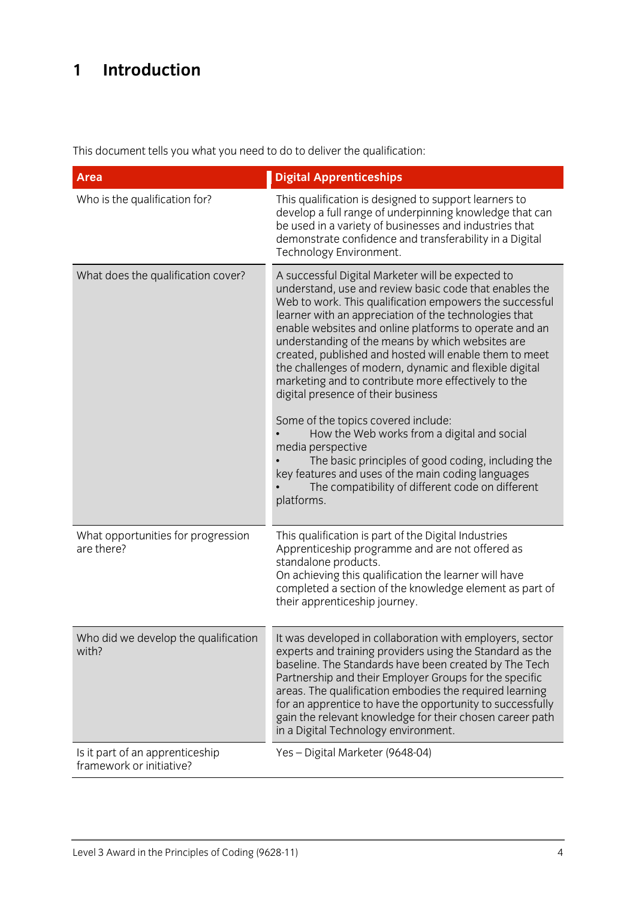# 1 Introduction

This document tells you what you need to do to deliver the qualification:

| Area | Digital Apprenticeships |
|---|---|
| Who is the qualification for? | This qualification is designed to support learners to develop a full range of underpinning knowledge that can be used in a variety of businesses and industries that demonstrate confidence and transferability in a Digital Technology Environment. |
| What does the qualification cover? | A successful Digital Marketer will be expected to understand, use and review basic code that enables the Web to work. This qualification empowers the successful learner with an appreciation of the technologies that enable websites and online platforms to operate and an understanding of the means by which websites are created, published and hosted will enable them to meet the challenges of modern, dynamic and flexible digital marketing and to contribute more effectively to the digital presence of their business<br><br>Some of the topics covered include:<br>• How the Web works from a digital and social media perspective<br>• The basic principles of good coding, including the key features and uses of the main coding languages<br>• The compatibility of different code on different platforms. |
| What opportunities for progression are there? | This qualification is part of the Digital Industries Apprenticeship programme and are not offered as standalone products.<br>On achieving this qualification the learner will have completed a section of the knowledge element as part of their apprenticeship journey. |
| Who did we develop the qualification with? | It was developed in collaboration with employers, sector experts and training providers using the Standard as the baseline. The Standards have been created by The Tech Partnership and their Employer Groups for the specific areas. The qualification embodies the required learning for an apprentice to have the opportunity to successfully gain the relevant knowledge for their chosen career path in a Digital Technology environment. |
| Is it part of an apprenticeship framework or initiative? | Yes – Digital Marketer (9648-04) |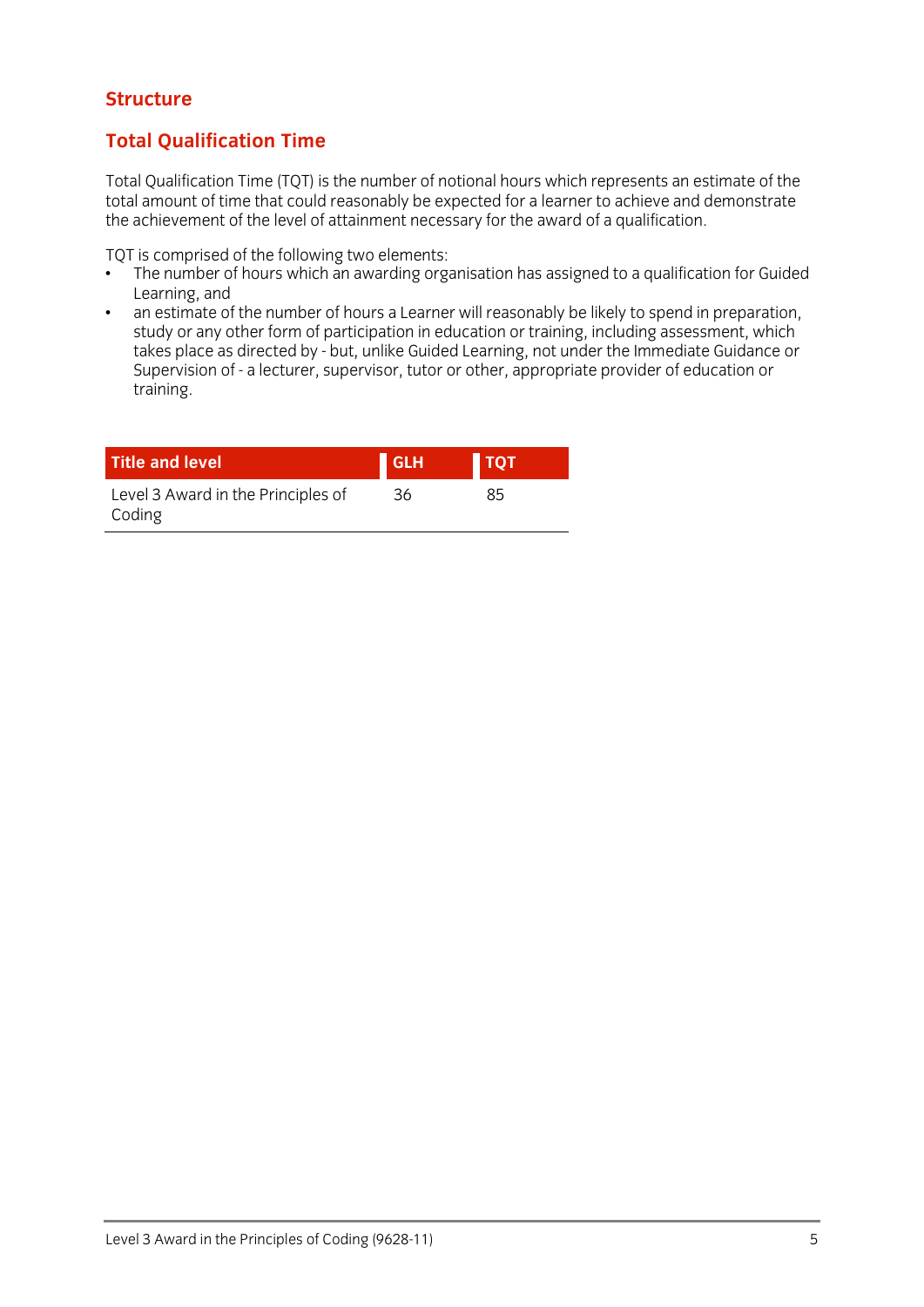## Structure

## Total Qualification Time

Total Qualification Time (TQT) is the number of notional hours which represents an estimate of the total amount of time that could reasonably be expected for a learner to achieve and demonstrate the achievement of the level of attainment necessary for the award of a qualification.

TQT is comprised of the following two elements:

- The number of hours which an awarding organisation has assigned to a qualification for Guided Learning, and
- an estimate of the number of hours a Learner will reasonably be likely to spend in preparation, study or any other form of participation in education or training, including assessment, which takes place as directed by - but, unlike Guided Learning, not under the Immediate Guidance or Supervision of - a lecturer, supervisor, tutor or other, appropriate provider of education or training.

| Title and level | GLH | TQT |
|---|---|---|
| Level 3 Award in the Principles of Coding | 36 | 85 |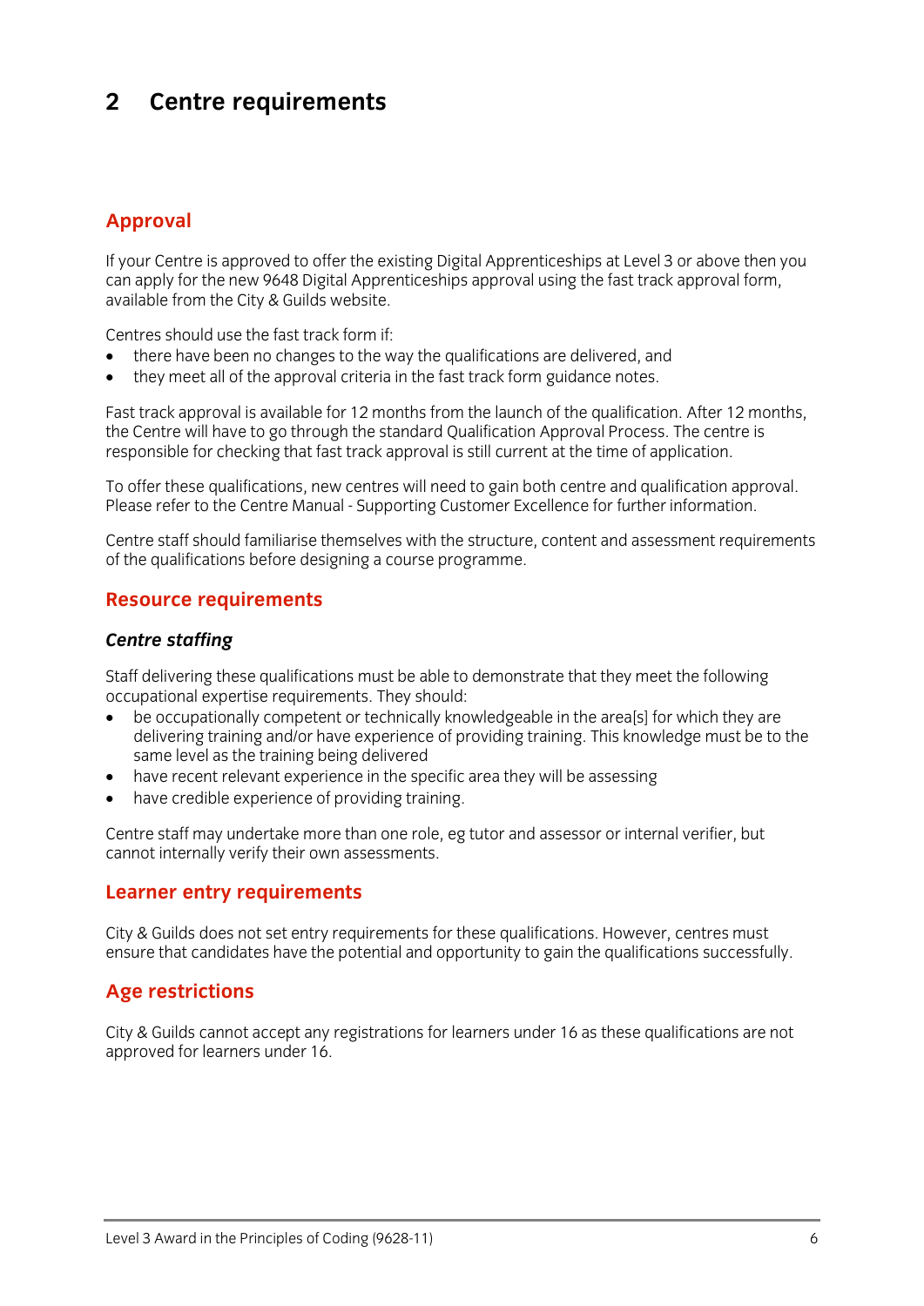# 2 Centre requirements

## Approval

If your Centre is approved to offer the existing Digital Apprenticeships at Level 3 or above then you can apply for the new 9648 Digital Apprenticeships approval using the fast track approval form, available from the City & Guilds website.

Centres should use the fast track form if:

- there have been no changes to the way the qualifications are delivered, and
- they meet all of the approval criteria in the fast track form guidance notes.

Fast track approval is available for 12 months from the launch of the qualification. After 12 months, the Centre will have to go through the standard Qualification Approval Process. The centre is responsible for checking that fast track approval is still current at the time of application.

To offer these qualifications, new centres will need to gain both centre and qualification approval. Please refer to the Centre Manual - Supporting Customer Excellence for further information.

Centre staff should familiarise themselves with the structure, content and assessment requirements of the qualifications before designing a course programme.

## Resource requirements

### *Centre staffing*

Staff delivering these qualifications must be able to demonstrate that they meet the following occupational expertise requirements. They should:

- be occupationally competent or technically knowledgeable in the area[s] for which they are delivering training and/or have experience of providing training. This knowledge must be to the same level as the training being delivered
- have recent relevant experience in the specific area they will be assessing
- have credible experience of providing training.

Centre staff may undertake more than one role, eg tutor and assessor or internal verifier, but cannot internally verify their own assessments.

## Learner entry requirements

City & Guilds does not set entry requirements for these qualifications. However, centres must ensure that candidates have the potential and opportunity to gain the qualifications successfully.

## Age restrictions

City & Guilds cannot accept any registrations for learners under 16 as these qualifications are not approved for learners under 16.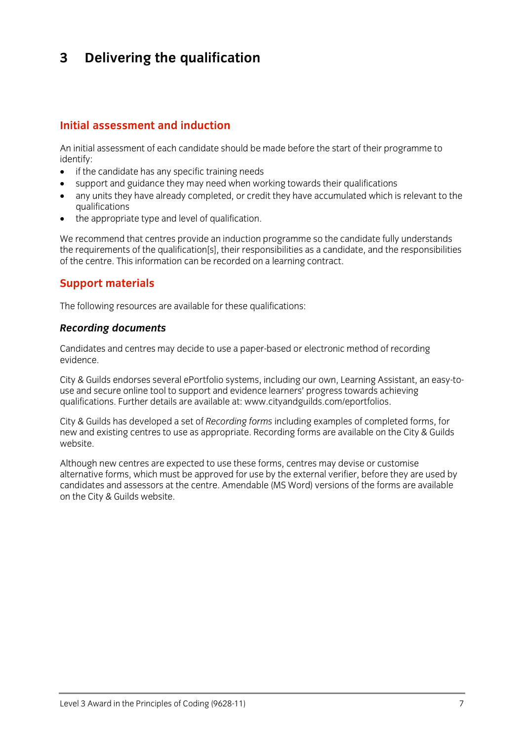# 3 Delivering the qualification

## Initial assessment and induction

An initial assessment of each candidate should be made before the start of their programme to identify:

- if the candidate has any specific training needs
- support and guidance they may need when working towards their qualifications
- any units they have already completed, or credit they have accumulated which is relevant to the qualifications
- the appropriate type and level of qualification.

We recommend that centres provide an induction programme so the candidate fully understands the requirements of the qualification[s], their responsibilities as a candidate, and the responsibilities of the centre. This information can be recorded on a learning contract.

## Support materials

The following resources are available for these qualifications:

### *Recording documents*

Candidates and centres may decide to use a paper-based or electronic method of recording evidence.

City & Guilds endorses several ePortfolio systems, including our own, Learning Assistant, an easy-to-use and secure online tool to support and evidence learners' progress towards achieving qualifications. Further details are available at: www.cityandguilds.com/eportfolios.

City & Guilds has developed a set of *Recording forms* including examples of completed forms, for new and existing centres to use as appropriate. Recording forms are available on the City & Guilds website.

Although new centres are expected to use these forms, centres may devise or customise alternative forms, which must be approved for use by the external verifier, before they are used by candidates and assessors at the centre. Amendable (MS Word) versions of the forms are available on the City & Guilds website.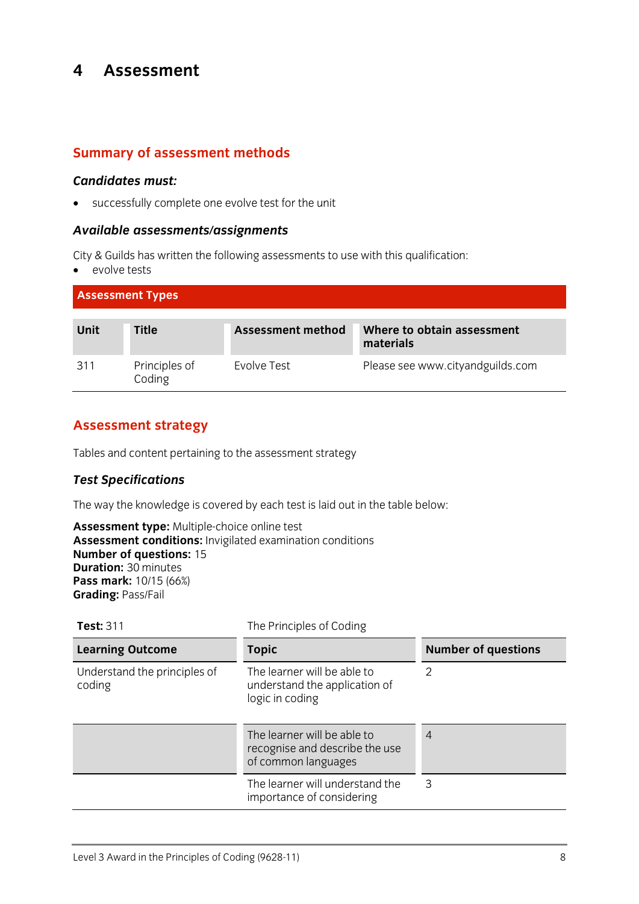# 4 Assessment

## Summary of assessment methods

### *Candidates must:*

- successfully complete one evolve test for the unit

### *Available assessments/assignments*

City & Guilds has written the following assessments to use with this qualification:

- evolve tests

| Assessment Types | | | |
|---|---|---|---|
| **Unit** | **Title** | **Assessment method** | **Where to obtain assessment materials** |
| 311 | Principles of Coding | Evolve Test | Please see www.cityandguilds.com |

## Assessment strategy

Tables and content pertaining to the assessment strategy

### *Test Specifications*

The way the knowledge is covered by each test is laid out in the table below:

**Assessment type:** Multiple-choice online test
**Assessment conditions:** Invigilated examination conditions
**Number of questions:** 15
**Duration:** 30 minutes
**Pass mark:** 10/15 (66%)
**Grading:** Pass/Fail

| **Test:** 311 | The Principles of Coding | |
|---|---|---|
| **Learning Outcome** | **Topic** | **Number of questions** |
| Understand the principles of coding | The learner will be able to understand the application of logic in coding | 2 |
| | The learner will be able to recognise and describe the use of common languages | 4 |
| | The learner will understand the importance of considering | 3 |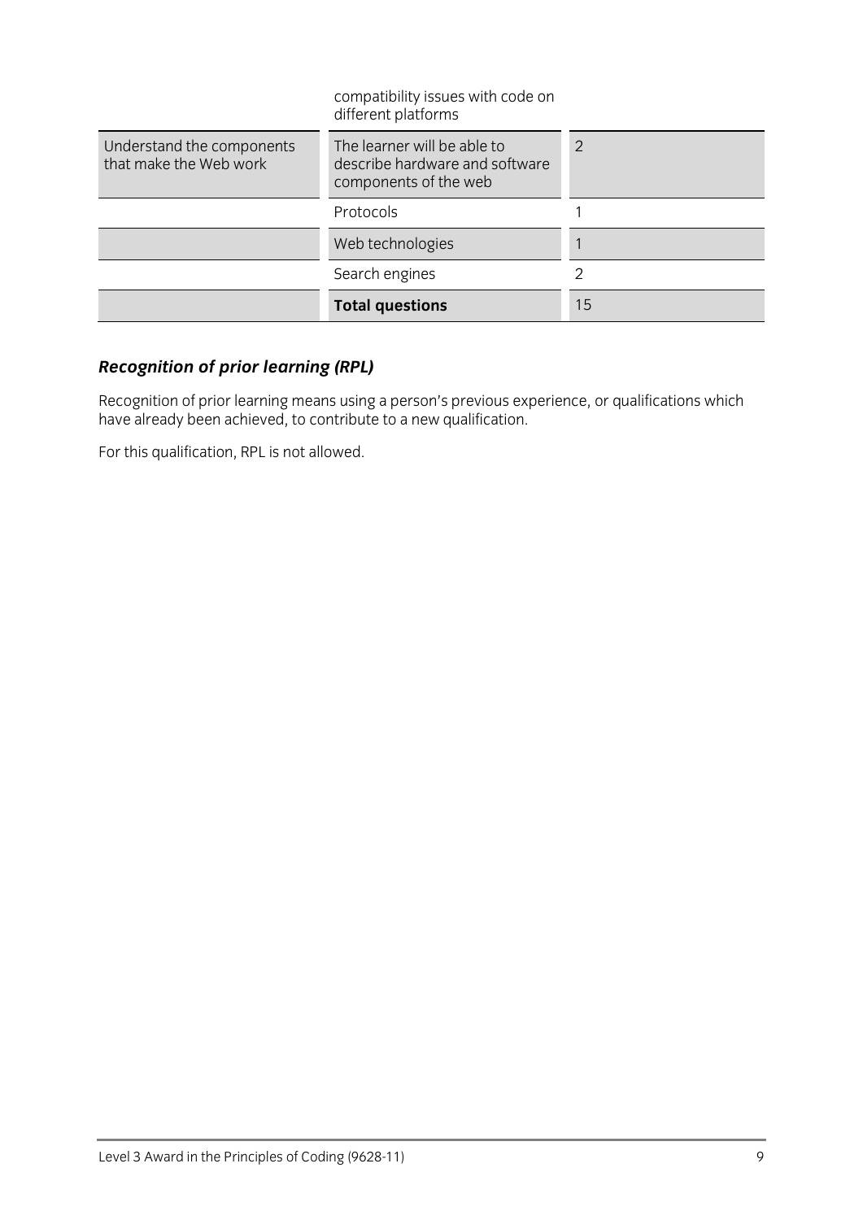| | compatibility issues with code on different platforms | |
|---|---|---|
| Understand the components that make the Web work | The learner will be able to describe hardware and software components of the web | 2 |
| | Protocols | 1 |
| | Web technologies | 1 |
| | Search engines | 2 |
| | **Total questions** | 15 |

### *Recognition of prior learning (RPL)*

Recognition of prior learning means using a person's previous experience, or qualifications which have already been achieved, to contribute to a new qualification.

For this qualification, RPL is not allowed.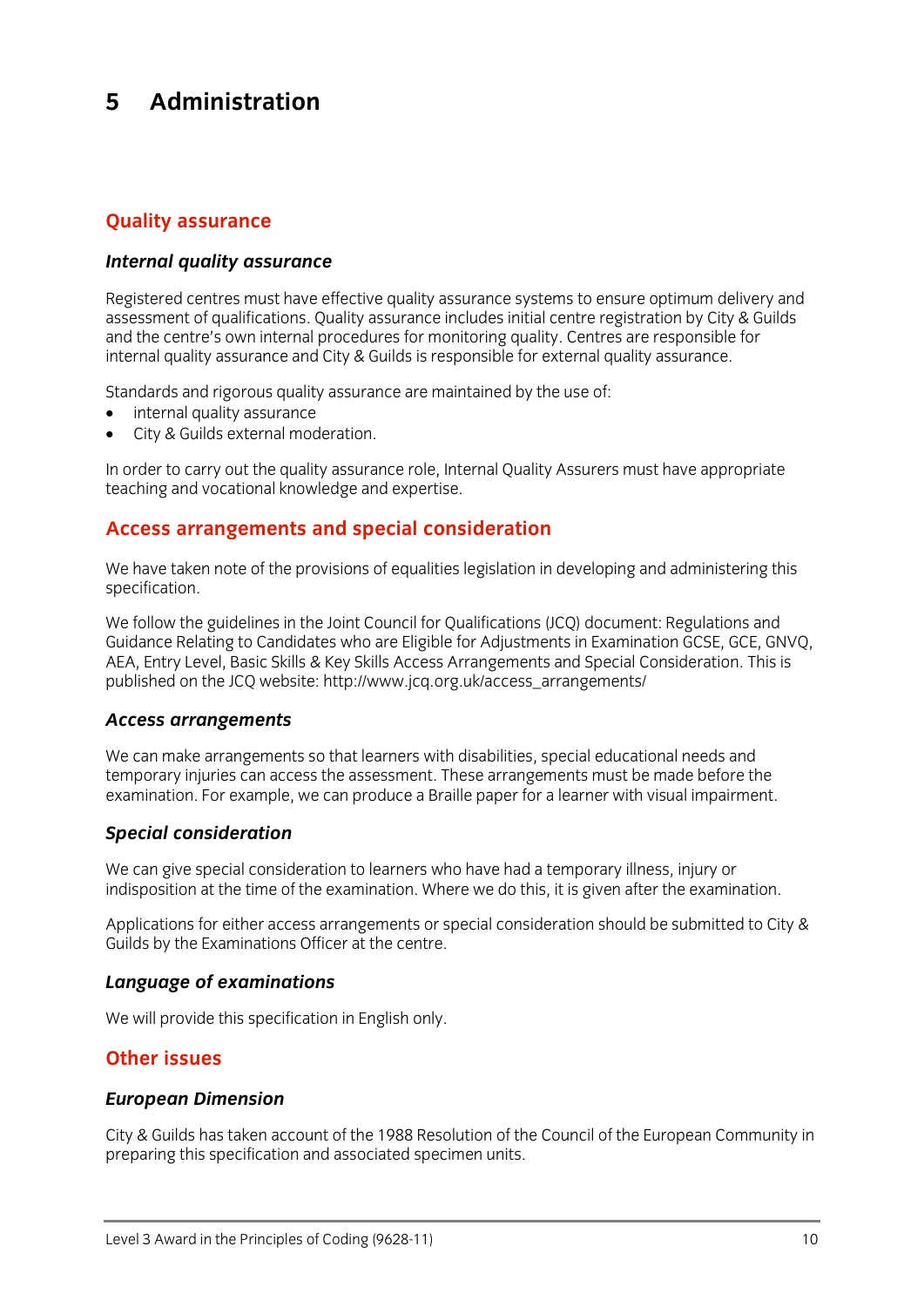# 5 Administration

## Quality assurance

### *Internal quality assurance*

Registered centres must have effective quality assurance systems to ensure optimum delivery and assessment of qualifications. Quality assurance includes initial centre registration by City & Guilds and the centre's own internal procedures for monitoring quality. Centres are responsible for internal quality assurance and City & Guilds is responsible for external quality assurance.

Standards and rigorous quality assurance are maintained by the use of:

- internal quality assurance
- City & Guilds external moderation.

In order to carry out the quality assurance role, Internal Quality Assurers must have appropriate teaching and vocational knowledge and expertise.

## Access arrangements and special consideration

We have taken note of the provisions of equalities legislation in developing and administering this specification.

We follow the guidelines in the Joint Council for Qualifications (JCQ) document: Regulations and Guidance Relating to Candidates who are Eligible for Adjustments in Examination GCSE, GCE, GNVQ, AEA, Entry Level, Basic Skills & Key Skills Access Arrangements and Special Consideration. This is published on the JCQ website: http://www.jcq.org.uk/access_arrangements/

### *Access arrangements*

We can make arrangements so that learners with disabilities, special educational needs and temporary injuries can access the assessment. These arrangements must be made before the examination. For example, we can produce a Braille paper for a learner with visual impairment.

### *Special consideration*

We can give special consideration to learners who have had a temporary illness, injury or indisposition at the time of the examination. Where we do this, it is given after the examination.

Applications for either access arrangements or special consideration should be submitted to City & Guilds by the Examinations Officer at the centre.

### *Language of examinations*

We will provide this specification in English only.

## Other issues

### *European Dimension*

City & Guilds has taken account of the 1988 Resolution of the Council of the European Community in preparing this specification and associated specimen units.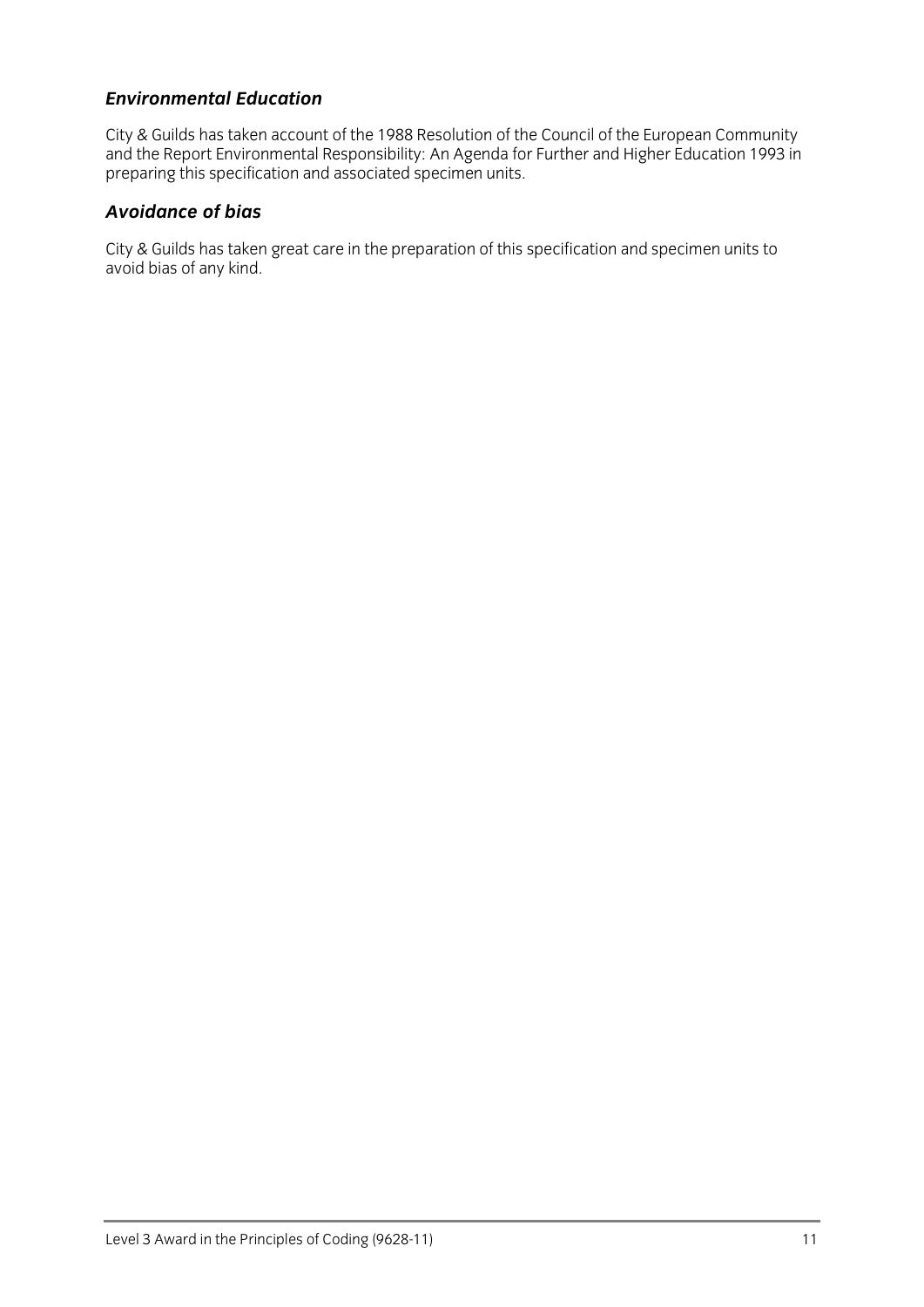### *Environmental Education*

City & Guilds has taken account of the 1988 Resolution of the Council of the European Community and the Report Environmental Responsibility: An Agenda for Further and Higher Education 1993 in preparing this specification and associated specimen units.

### *Avoidance of bias*

City & Guilds has taken great care in the preparation of this specification and specimen units to avoid bias of any kind.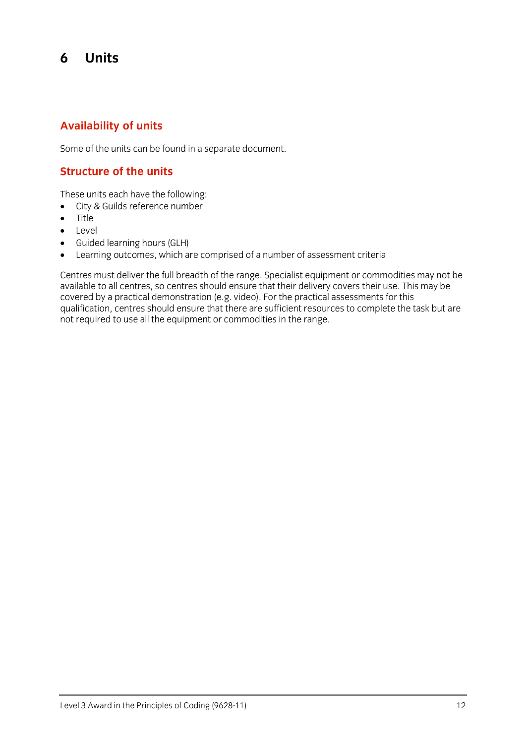# 6 Units

## Availability of units

Some of the units can be found in a separate document.

## Structure of the units

These units each have the following:

- City & Guilds reference number
- Title
- Level
- Guided learning hours (GLH)
- Learning outcomes, which are comprised of a number of assessment criteria

Centres must deliver the full breadth of the range. Specialist equipment or commodities may not be available to all centres, so centres should ensure that their delivery covers their use. This may be covered by a practical demonstration (e.g. video). For the practical assessments for this qualification, centres should ensure that there are sufficient resources to complete the task but are not required to use all the equipment or commodities in the range.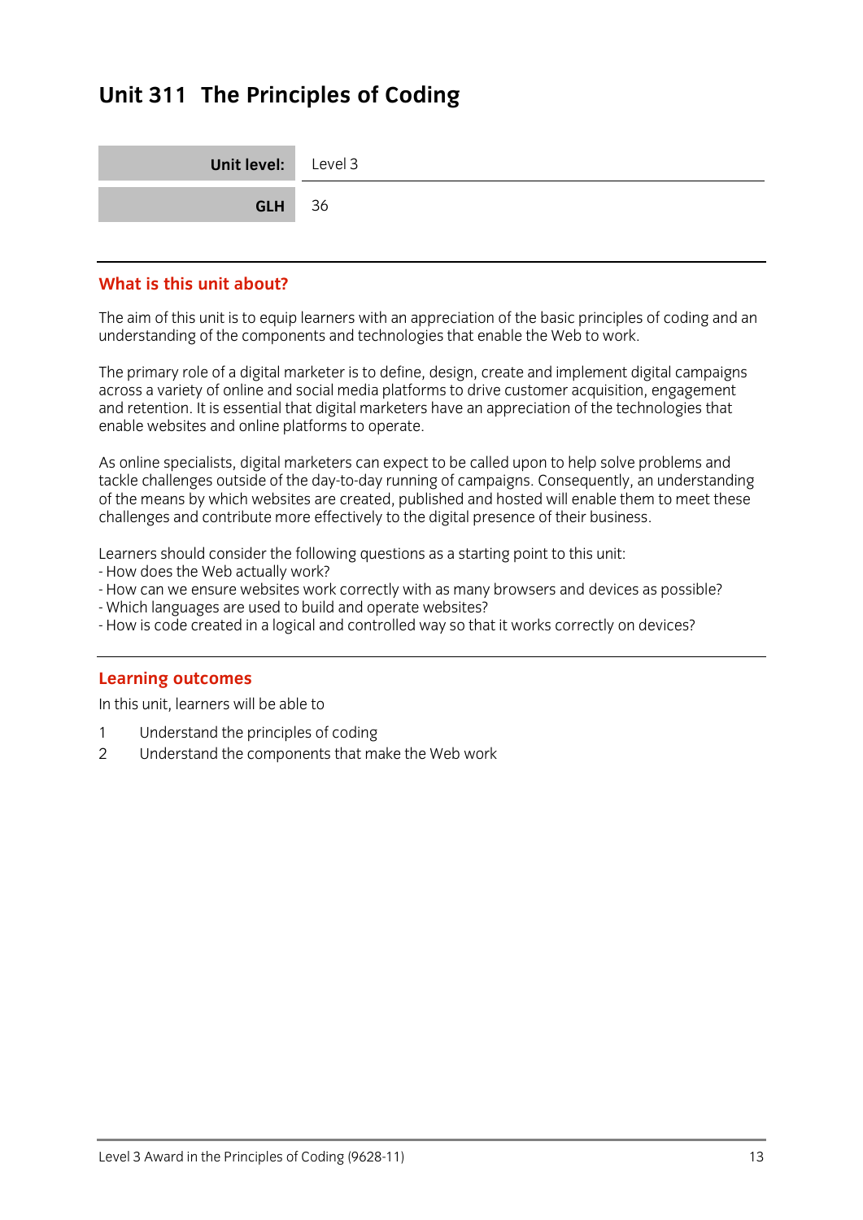# Unit 311 The Principles of Coding

| Unit level: | Level 3 |
|---|---|
| GLH | 36 |

## What is this unit about?

The aim of this unit is to equip learners with an appreciation of the basic principles of coding and an understanding of the components and technologies that enable the Web to work.

The primary role of a digital marketer is to define, design, create and implement digital campaigns across a variety of online and social media platforms to drive customer acquisition, engagement and retention. It is essential that digital marketers have an appreciation of the technologies that enable websites and online platforms to operate.

As online specialists, digital marketers can expect to be called upon to help solve problems and tackle challenges outside of the day-to-day running of campaigns. Consequently, an understanding of the means by which websites are created, published and hosted will enable them to meet these challenges and contribute more effectively to the digital presence of their business.

Learners should consider the following questions as a starting point to this unit:

- How does the Web actually work?
- How can we ensure websites work correctly with as many browsers and devices as possible?
- Which languages are used to build and operate websites?
- How is code created in a logical and controlled way so that it works correctly on devices?

## Learning outcomes

In this unit, learners will be able to

1. Understand the principles of coding
2. Understand the components that make the Web work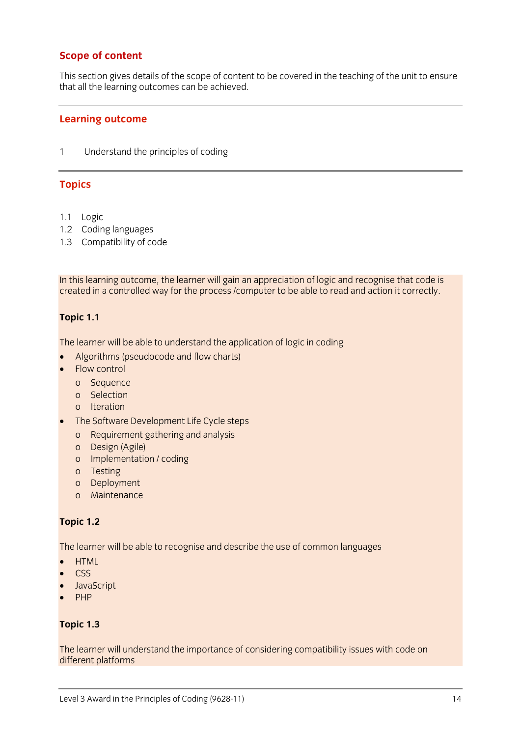## Scope of content

This section gives details of the scope of content to be covered in the teaching of the unit to ensure that all the learning outcomes can be achieved.

## Learning outcome

1 Understand the principles of coding

## Topics

1.1 Logic
1.2 Coding languages
1.3 Compatibility of code

In this learning outcome, the learner will gain an appreciation of logic and recognise that code is created in a controlled way for the process /computer to be able to read and action it correctly.

**Topic 1.1**

The learner will be able to understand the application of logic in coding

- Algorithms (pseudocode and flow charts)
- Flow control
  - Sequence
  - Selection
  - Iteration
- The Software Development Life Cycle steps
  - Requirement gathering and analysis
  - Design (Agile)
  - Implementation / coding
  - Testing
  - Deployment
  - Maintenance

**Topic 1.2**

The learner will be able to recognise and describe the use of common languages

- HTML
- CSS
- JavaScript
- PHP

**Topic 1.3**

The learner will understand the importance of considering compatibility issues with code on different platforms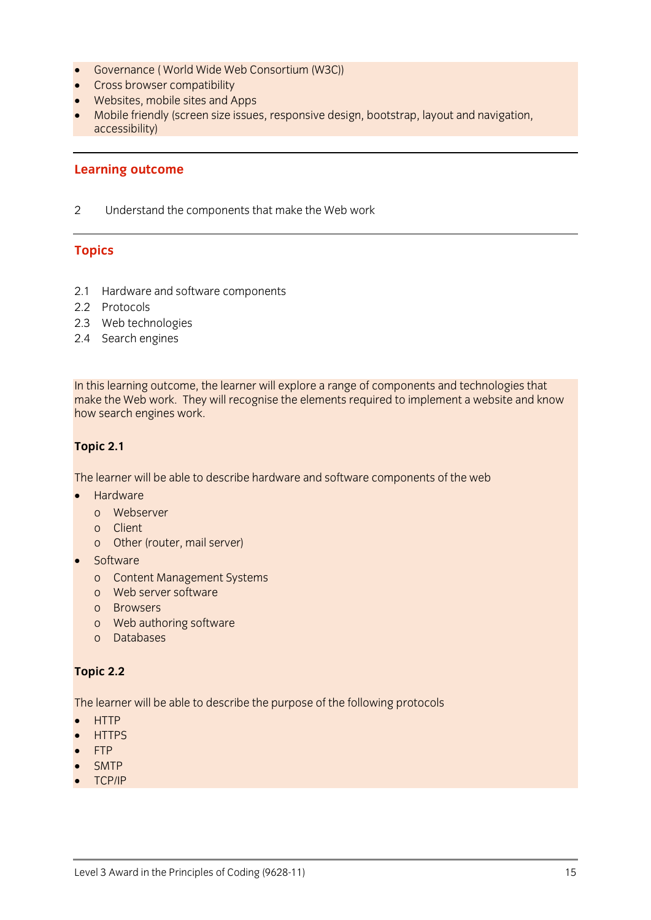- Governance ( World Wide Web Consortium (W3C))
- Cross browser compatibility
- Websites, mobile sites and Apps
- Mobile friendly (screen size issues, responsive design, bootstrap, layout and navigation, accessibility)

---

## Learning outcome

2 Understand the components that make the Web work

---

## Topics

2.1 Hardware and software components
2.2 Protocols
2.3 Web technologies
2.4 Search engines

In this learning outcome, the learner will explore a range of components and technologies that make the Web work. They will recognise the elements required to implement a website and know how search engines work.

**Topic 2.1**

The learner will be able to describe hardware and software components of the web

- Hardware
  - Webserver
  - Client
  - Other (router, mail server)
- Software
  - Content Management Systems
  - Web server software
  - Browsers
  - Web authoring software
  - Databases

**Topic 2.2**

The learner will be able to describe the purpose of the following protocols

- HTTP
- HTTPS
- FTP
- SMTP
- TCP/IP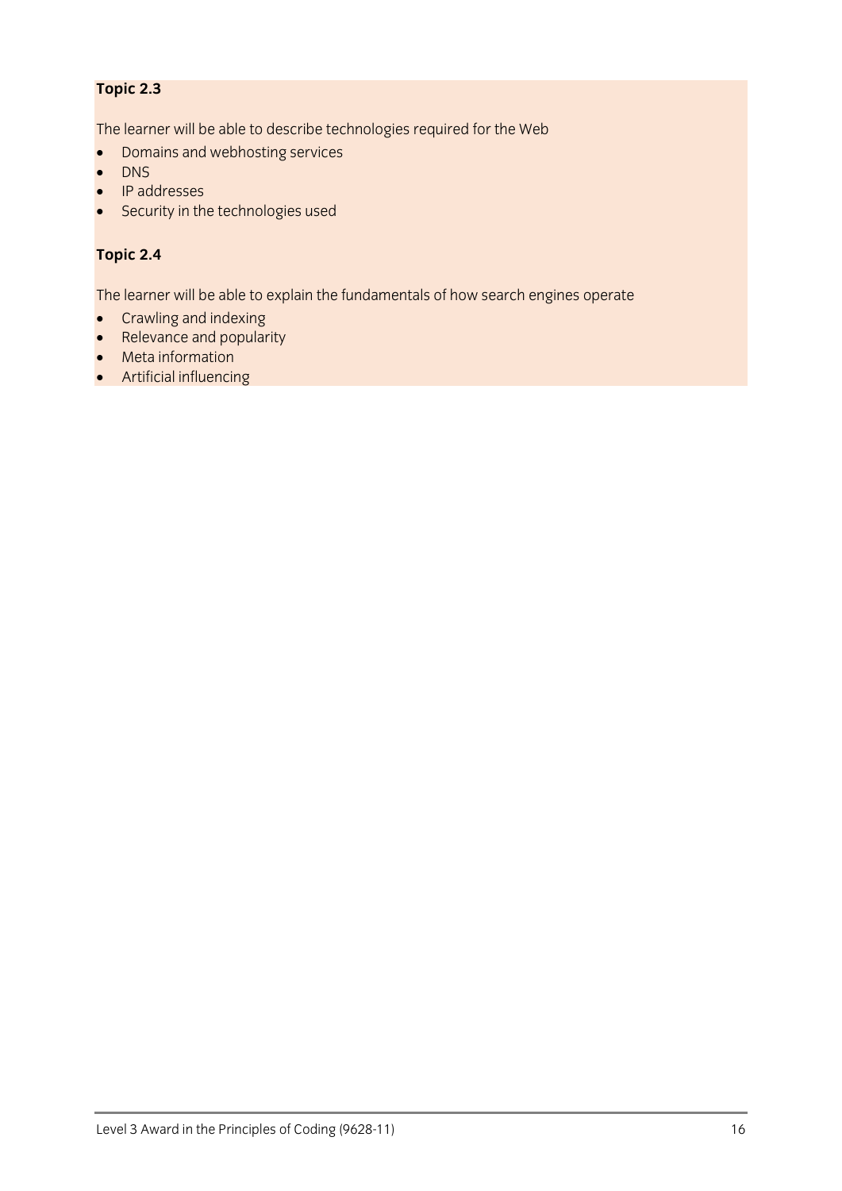**Topic 2.3**

The learner will be able to describe technologies required for the Web

- Domains and webhosting services
- DNS
- IP addresses
- Security in the technologies used

**Topic 2.4**

The learner will be able to explain the fundamentals of how search engines operate

- Crawling and indexing
- Relevance and popularity
- Meta information
- Artificial influencing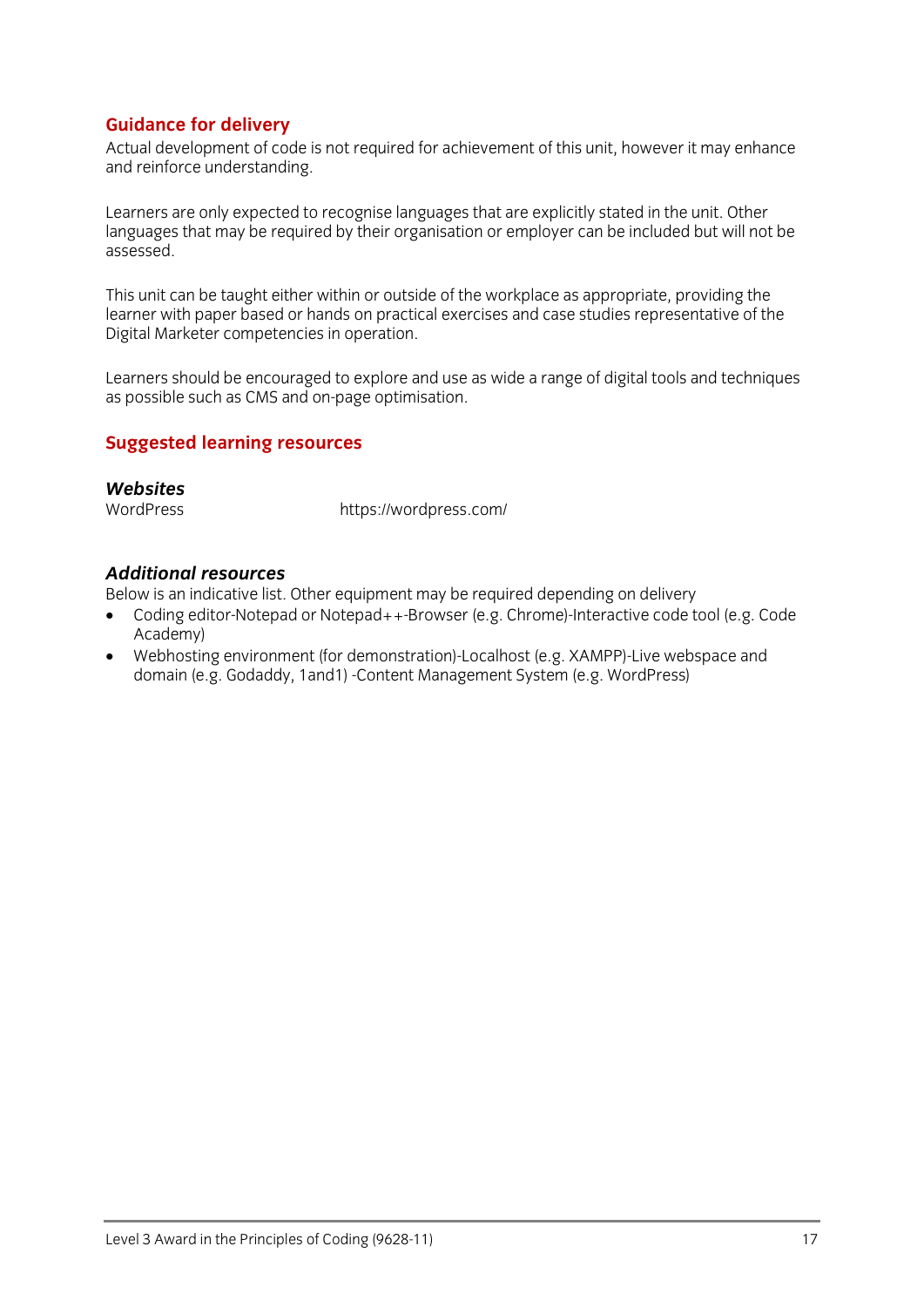## Guidance for delivery

Actual development of code is not required for achievement of this unit, however it may enhance and reinforce understanding.

Learners are only expected to recognise languages that are explicitly stated in the unit. Other languages that may be required by their organisation or employer can be included but will not be assessed.

This unit can be taught either within or outside of the workplace as appropriate, providing the learner with paper based or hands on practical exercises and case studies representative of the Digital Marketer competencies in operation.

Learners should be encouraged to explore and use as wide a range of digital tools and techniques as possible such as CMS and on-page optimisation.

## Suggested learning resources

### *Websites*

| | |
|---|---|
| WordPress | https://wordpress.com/ |

### *Additional resources*

Below is an indicative list. Other equipment may be required depending on delivery

- Coding editor-Notepad or Notepad++-Browser (e.g. Chrome)-Interactive code tool (e.g. Code Academy)
- Webhosting environment (for demonstration)-Localhost (e.g. XAMPP)-Live webspace and domain (e.g. Godaddy, 1and1) -Content Management System (e.g. WordPress)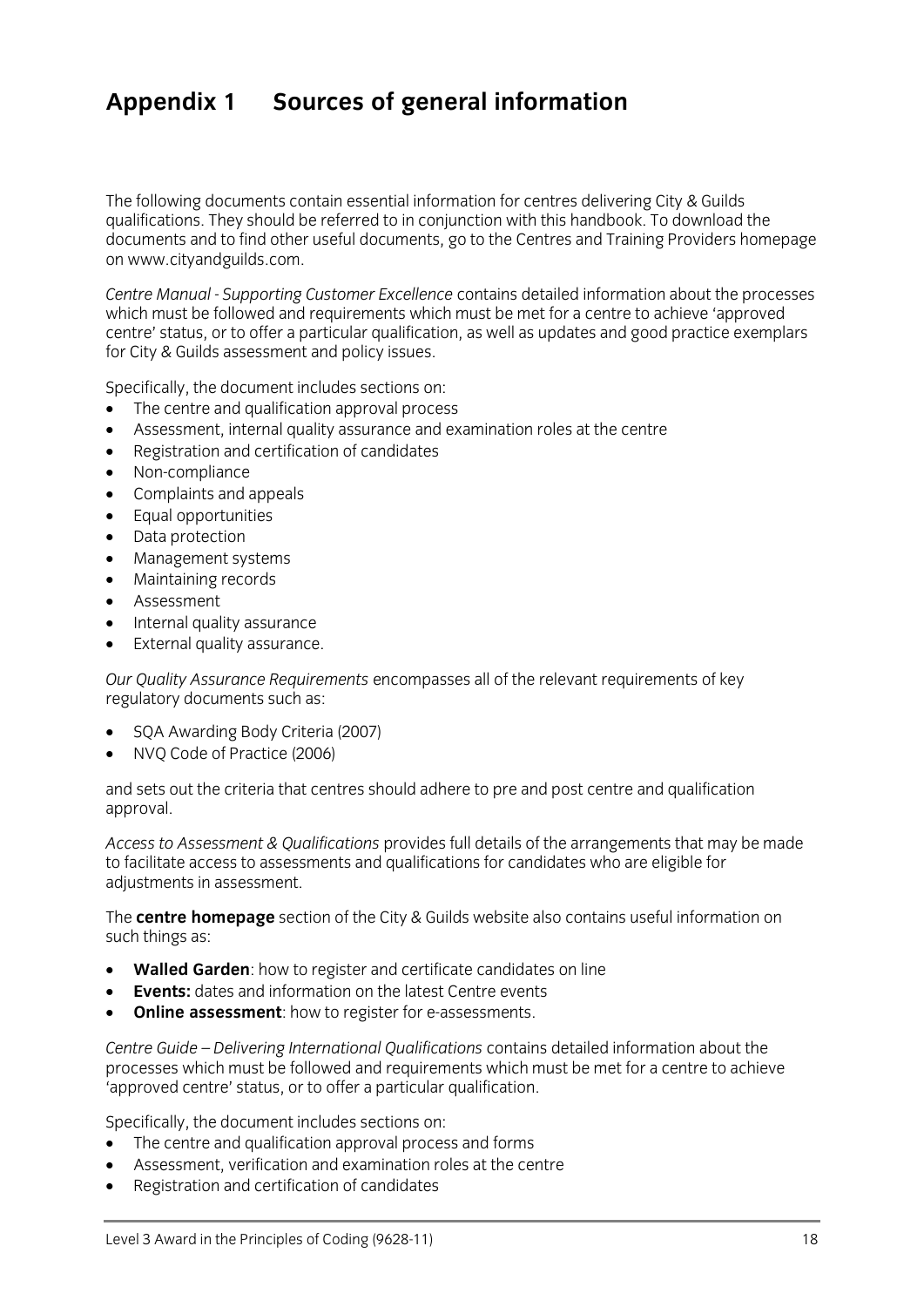# Appendix 1 Sources of general information

The following documents contain essential information for centres delivering City & Guilds qualifications. They should be referred to in conjunction with this handbook. To download the documents and to find other useful documents, go to the Centres and Training Providers homepage on www.cityandguilds.com.

*Centre Manual - Supporting Customer Excellence* contains detailed information about the processes which must be followed and requirements which must be met for a centre to achieve 'approved centre' status, or to offer a particular qualification, as well as updates and good practice exemplars for City & Guilds assessment and policy issues.

Specifically, the document includes sections on:

- The centre and qualification approval process
- Assessment, internal quality assurance and examination roles at the centre
- Registration and certification of candidates
- Non-compliance
- Complaints and appeals
- Equal opportunities
- Data protection
- Management systems
- Maintaining records
- Assessment
- Internal quality assurance
- External quality assurance.

*Our Quality Assurance Requirements* encompasses all of the relevant requirements of key regulatory documents such as:

- SQA Awarding Body Criteria (2007)
- NVQ Code of Practice (2006)

and sets out the criteria that centres should adhere to pre and post centre and qualification approval.

*Access to Assessment & Qualifications* provides full details of the arrangements that may be made to facilitate access to assessments and qualifications for candidates who are eligible for adjustments in assessment.

The **centre homepage** section of the City & Guilds website also contains useful information on such things as:

- **Walled Garden**: how to register and certificate candidates on line
- **Events:** dates and information on the latest Centre events
- **Online assessment**: how to register for e-assessments.

*Centre Guide – Delivering International Qualifications* contains detailed information about the processes which must be followed and requirements which must be met for a centre to achieve 'approved centre' status, or to offer a particular qualification.

Specifically, the document includes sections on:

- The centre and qualification approval process and forms
- Assessment, verification and examination roles at the centre
- Registration and certification of candidates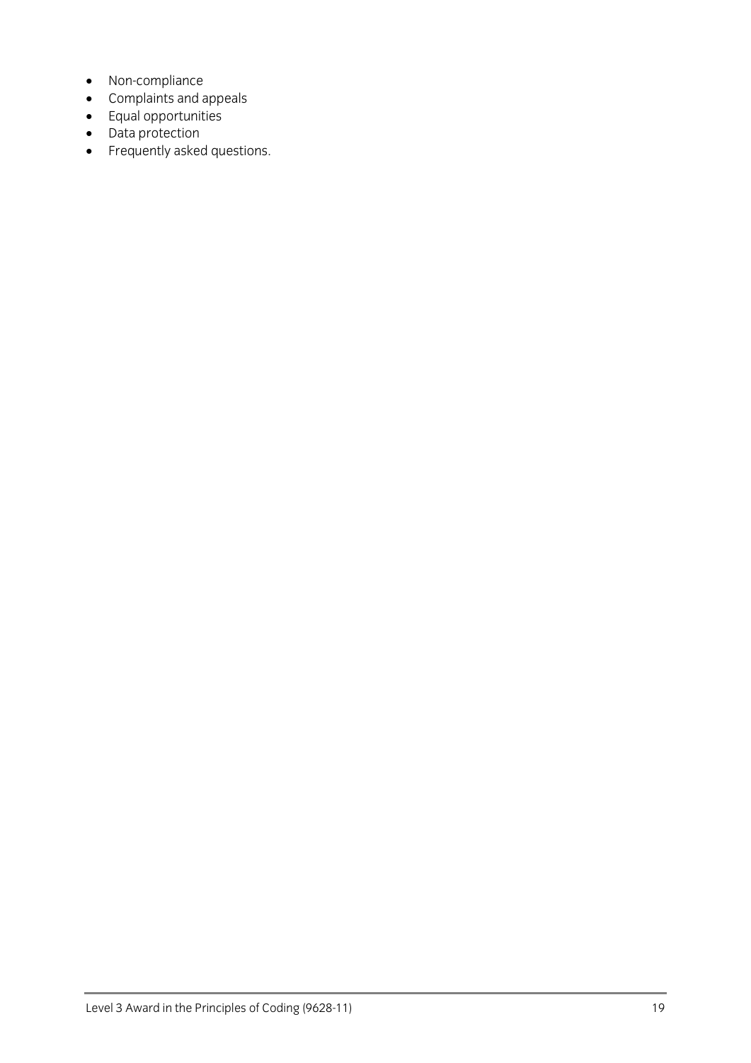- Non-compliance
- Complaints and appeals
- Equal opportunities
- Data protection
- Frequently asked questions.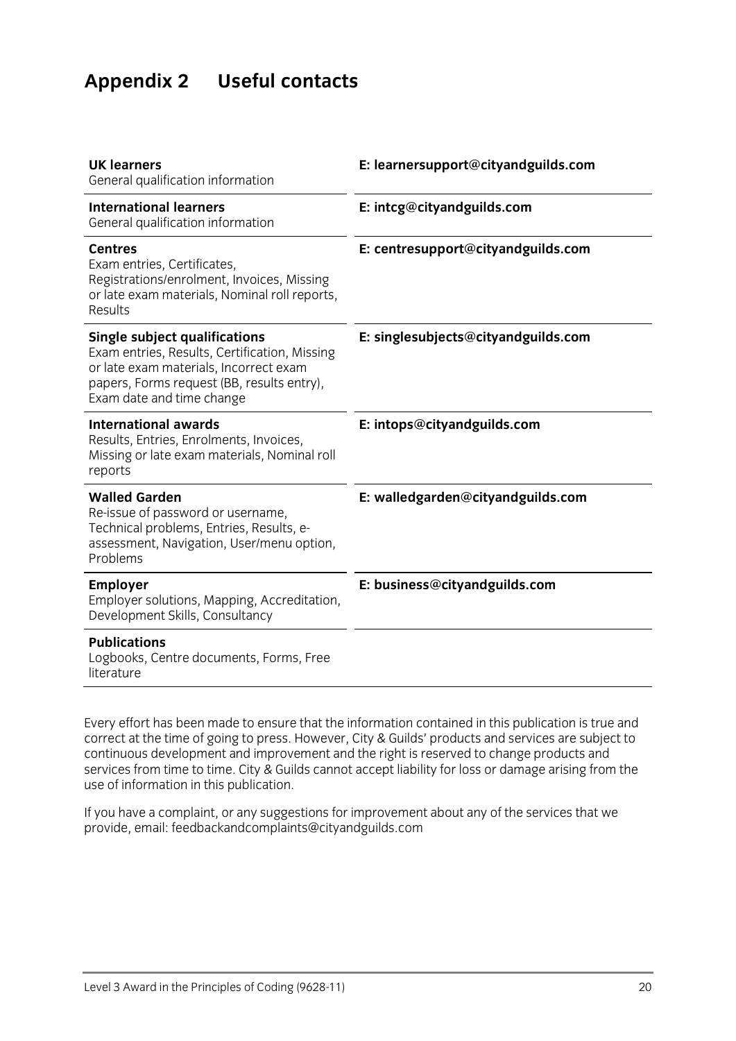# Appendix 2 Useful contacts

| | |
|---|---|
| **UK learners**<br>General qualification information | **E: learnersupport@cityandguilds.com** |
| **International learners**<br>General qualification information | **E: intcg@cityandguilds.com** |
| **Centres**<br>Exam entries, Certificates, Registrations/enrolment, Invoices, Missing or late exam materials, Nominal roll reports, Results | **E: centresupport@cityandguilds.com** |
| **Single subject qualifications**<br>Exam entries, Results, Certification, Missing or late exam materials, Incorrect exam papers, Forms request (BB, results entry), Exam date and time change | **E: singlesubjects@cityandguilds.com** |
| **International awards**<br>Results, Entries, Enrolments, Invoices, Missing or late exam materials, Nominal roll reports | **E: intops@cityandguilds.com** |
| **Walled Garden**<br>Re-issue of password or username, Technical problems, Entries, Results, e-assessment, Navigation, User/menu option, Problems | **E: walledgarden@cityandguilds.com** |
| **Employer**<br>Employer solutions, Mapping, Accreditation, Development Skills, Consultancy | **E: business@cityandguilds.com** |
| **Publications**<br>Logbooks, Centre documents, Forms, Free literature | |

Every effort has been made to ensure that the information contained in this publication is true and correct at the time of going to press. However, City & Guilds' products and services are subject to continuous development and improvement and the right is reserved to change products and services from time to time. City & Guilds cannot accept liability for loss or damage arising from the use of information in this publication.

If you have a complaint, or any suggestions for improvement about any of the services that we provide, email: feedbackandcomplaints@cityandguilds.com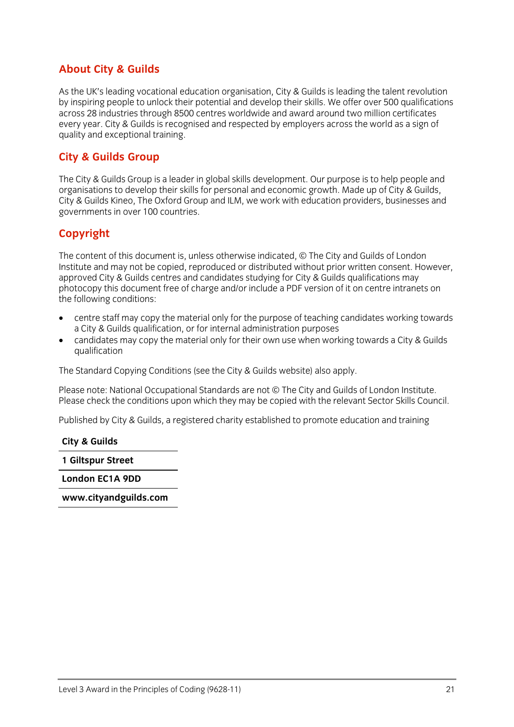## About City & Guilds

As the UK's leading vocational education organisation, City & Guilds is leading the talent revolution by inspiring people to unlock their potential and develop their skills. We offer over 500 qualifications across 28 industries through 8500 centres worldwide and award around two million certificates every year. City & Guilds is recognised and respected by employers across the world as a sign of quality and exceptional training.

## City & Guilds Group

The City & Guilds Group is a leader in global skills development. Our purpose is to help people and organisations to develop their skills for personal and economic growth. Made up of City & Guilds, City & Guilds Kineo, The Oxford Group and ILM, we work with education providers, businesses and governments in over 100 countries.

## Copyright

The content of this document is, unless otherwise indicated, © The City and Guilds of London Institute and may not be copied, reproduced or distributed without prior written consent. However, approved City & Guilds centres and candidates studying for City & Guilds qualifications may photocopy this document free of charge and/or include a PDF version of it on centre intranets on the following conditions:

- centre staff may copy the material only for the purpose of teaching candidates working towards a City & Guilds qualification, or for internal administration purposes
- candidates may copy the material only for their own use when working towards a City & Guilds qualification

The Standard Copying Conditions (see the City & Guilds website) also apply.

Please note: National Occupational Standards are not © The City and Guilds of London Institute. Please check the conditions upon which they may be copied with the relevant Sector Skills Council.

Published by City & Guilds, a registered charity established to promote education and training

**City & Guilds**

**1 Giltspur Street**

**London EC1A 9DD**

**www.cityandguilds.com**